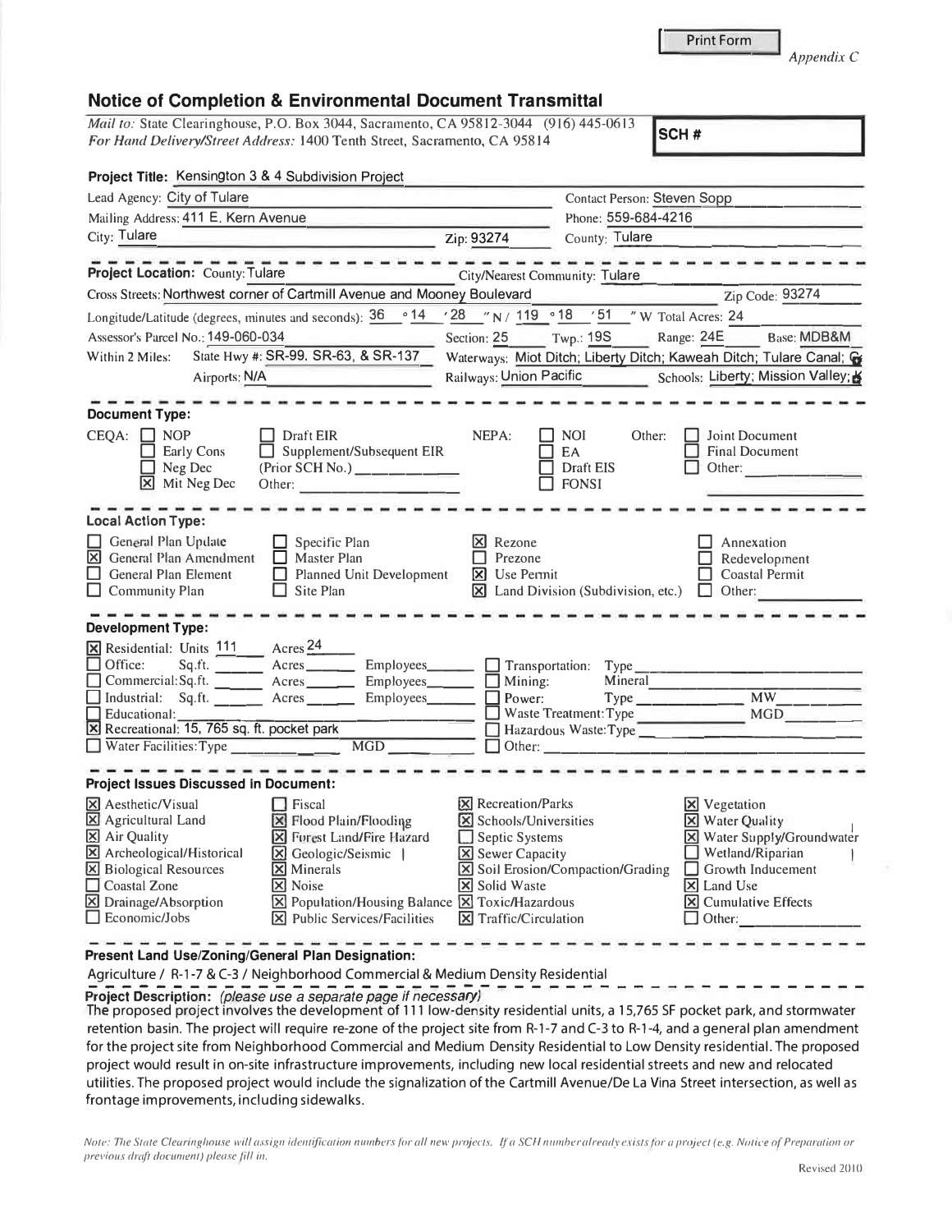Print Form

*Appendix C*

## Notice of Completion & Environmental Document Transmittal

*Mail to:* State Clearinghouse, P.O. Box 3044, Sacramento, CA 95812-3044 (916) 445-0613
*For Hand Delivery/Street Address:* 1400 Tenth Street, Sacramento, CA 95814

**SCH #**

**Project Title:** Kensington 3 & 4 Subdivision Project

Lead Agency: City of Tulare | Contact Person: Steven Sopp
Mailing Address: 411 E. Kern Avenue | Phone: 559-684-4216
City: Tulare | Zip: 93274 | County: Tulare

**Project Location:** County: Tulare | City/Nearest Community: Tulare
Cross Streets: Northwest corner of Cartmill Avenue and Mooney Boulevard | Zip Code: 93274
Longitude/Latitude (degrees, minutes and seconds): 36 °14 ′28 ″N / 119 °18 ′51 ″W Total Acres: 24
Assessor's Parcel No.: 149-060-034 | Section: 25 | Twp.: 19S | Range: 24E | Base: MDB&M
Within 2 Miles: State Hwy #: SR-99, SR-63, & SR-137 | Waterways: Miot Ditch; Liberty Ditch; Kaweah Ditch; Tulare Canal; G
Airports: N/A | Railways: Union Pacific | Schools: Liberty; Mission Valley; &

**Document Type:**

CEQA: ☐ NOP ☐ Early Cons ☐ Neg Dec ☒ Mit Neg Dec ☐ Draft EIR ☐ Supplement/Subsequent EIR (Prior SCH No.) ____ Other: ____
NEPA: ☐ NOI ☐ EA ☐ Draft EIS ☐ FONSI
Other: ☐ Joint Document ☐ Final Document ☐ Other: ____

**Local Action Type:**

☐ General Plan Update
☒ General Plan Amendment
☐ General Plan Element
☐ Community Plan
☐ Specific Plan
☐ Master Plan
☐ Planned Unit Development
☐ Site Plan
☒ Rezone
☐ Prezone
☒ Use Permit
☒ Land Division (Subdivision, etc.)
☐ Annexation
☐ Redevelopment
☐ Coastal Permit
☐ Other: ____

**Development Type:**

☒ Residential: Units 111 Acres 24
☐ Office: Sq.ft. ____ Acres ____ Employees ____
☐ Commercial: Sq.ft. ____ Acres ____ Employees ____
☐ Industrial: Sq.ft. ____ Acres ____ Employees ____
☐ Educational: ____
☒ Recreational: 15, 765 sq. ft. pocket park
☐ Water Facilities: Type ____ MGD ____
☐ Transportation: Type ____
☐ Mining: Mineral ____
☐ Power: Type ____ MW ____
☐ Waste Treatment: Type ____ MGD ____
☐ Hazardous Waste: Type ____
☐ Other: ____

**Project Issues Discussed in Document:**

☒ Aesthetic/Visual
☒ Agricultural Land
☒ Air Quality
☒ Archeological/Historical
☒ Biological Resources
☐ Coastal Zone
☒ Drainage/Absorption
☐ Economic/Jobs
☐ Fiscal
☒ Flood Plain/Flooding
☒ Forest Land/Fire Hazard
☒ Geologic/Seismic
☒ Minerals
☒ Noise
☒ Population/Housing Balance
☒ Public Services/Facilities
☒ Recreation/Parks
☒ Schools/Universities
☐ Septic Systems
☒ Sewer Capacity
☒ Soil Erosion/Compaction/Grading
☒ Solid Waste
☒ Toxic/Hazardous
☒ Traffic/Circulation
☒ Vegetation
☒ Water Quality
☒ Water Supply/Groundwater
☐ Wetland/Riparian
☐ Growth Inducement
☒ Land Use
☒ Cumulative Effects
☐ Other: ____

**Present Land Use/Zoning/General Plan Designation:**

Agriculture / R-1-7 & C-3 / Neighborhood Commercial & Medium Density Residential

**Project Description:** *(please use a separate page if necessary)*

The proposed project involves the development of 111 low-density residential units, a 15,765 SF pocket park, and stormwater retention basin. The project will require re-zone of the project site from R-1-7 and C-3 to R-1-4, and a general plan amendment for the project site from Neighborhood Commercial and Medium Density Residential to Low Density residential. The proposed project would result in on-site infrastructure improvements, including new local residential streets and new and relocated utilities. The proposed project would include the signalization of the Cartmill Avenue/De La Vina Street intersection, as well as frontage improvements, including sidewalks.

*Note: The State Clearinghouse will assign identification numbers for all new projects. If a SCH number already exists for a project (e.g. Notice of Preparation or previous draft document) please fill in.*

Revised 2010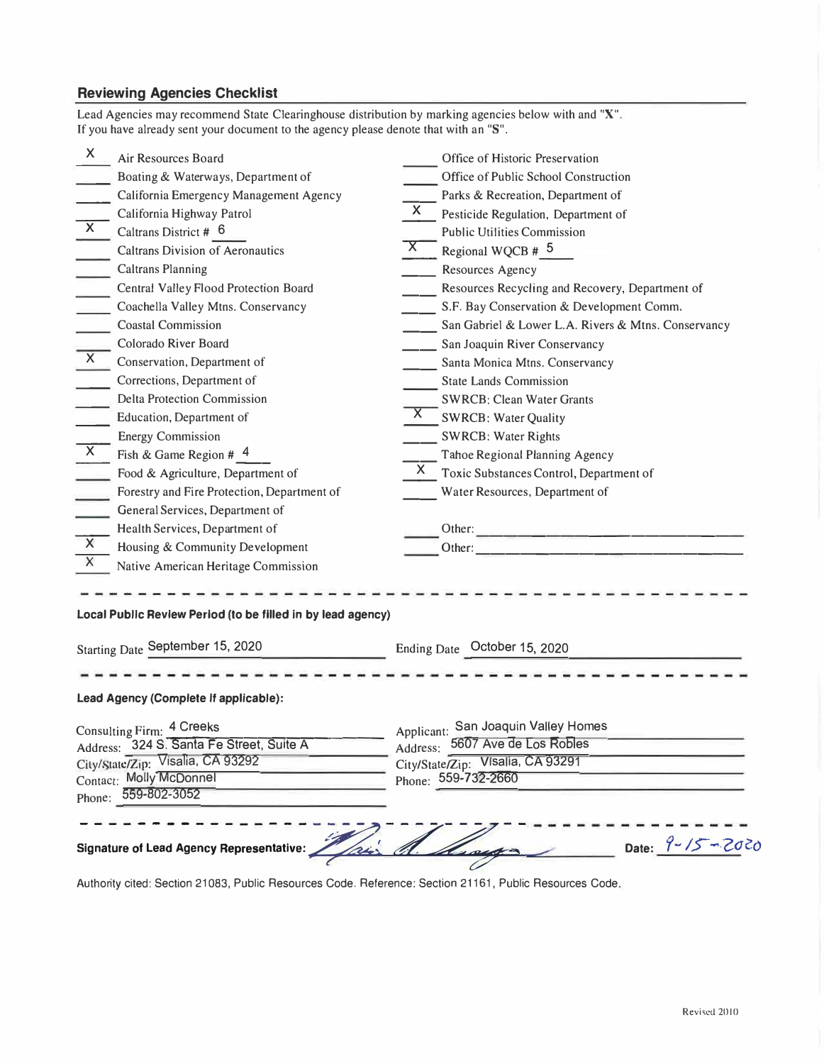## Reviewing Agencies Checklist

Lead Agencies may recommend State Clearinghouse distribution by marking agencies below with and "**X**".
If you have already sent your document to the agency please denote that with an "**S**".

| | | | |
|---|---|---|---|
| X | Air Resources Board | | Office of Historic Preservation |
| | Boating & Waterways, Department of | | Office of Public School Construction |
| | California Emergency Management Agency | | Parks & Recreation, Department of |
| | California Highway Patrol | X | Pesticide Regulation, Department of |
| X | Caltrans District # 6 | | Public Utilities Commission |
| | Caltrans Division of Aeronautics | X | Regional WQCB # 5 |
| | Caltrans Planning | | Resources Agency |
| | Central Valley Flood Protection Board | | Resources Recycling and Recovery, Department of |
| | Coachella Valley Mtns. Conservancy | | S.F. Bay Conservation & Development Comm. |
| | Coastal Commission | | San Gabriel & Lower L.A. Rivers & Mtns. Conservancy |
| | Colorado River Board | | San Joaquin River Conservancy |
| X | Conservation, Department of | | Santa Monica Mtns. Conservancy |
| | Corrections, Department of | | State Lands Commission |
| | Delta Protection Commission | | SWRCB: Clean Water Grants |
| | Education, Department of | X | SWRCB: Water Quality |
| | Energy Commission | | SWRCB: Water Rights |
| X | Fish & Game Region # 4 | | Tahoe Regional Planning Agency |
| | Food & Agriculture, Department of | X | Toxic Substances Control, Department of |
| | Forestry and Fire Protection, Department of | | Water Resources, Department of |
| | General Services, Department of | | |
| | Health Services, Department of | | Other: |
| X | Housing & Community Development | | Other: |
| X | Native American Heritage Commission | | |

---

**Local Public Review Period (to be filled in by lead agency)**

Starting Date September 15, 2020 Ending Date October 15, 2020

---

**Lead Agency (Complete if applicable):**

Consulting Firm: 4 Creeks
Address: 324 S. Santa Fe Street, Suite A
City/State/Zip: Visalia, CA 93292
Contact: Molly McDonnel
Phone: 559-802-3052

Applicant: San Joaquin Valley Homes
Address: 5607 Ave de Los Robles
City/State/Zip: Visalia, CA 93291
Phone: 559-732-2660

---

**Signature of Lead Agency Representative:** [signature] **Date:** 9-15-2020

Authority cited: Section 21083, Public Resources Code. Reference: Section 21161, Public Resources Code.

Revised 2010